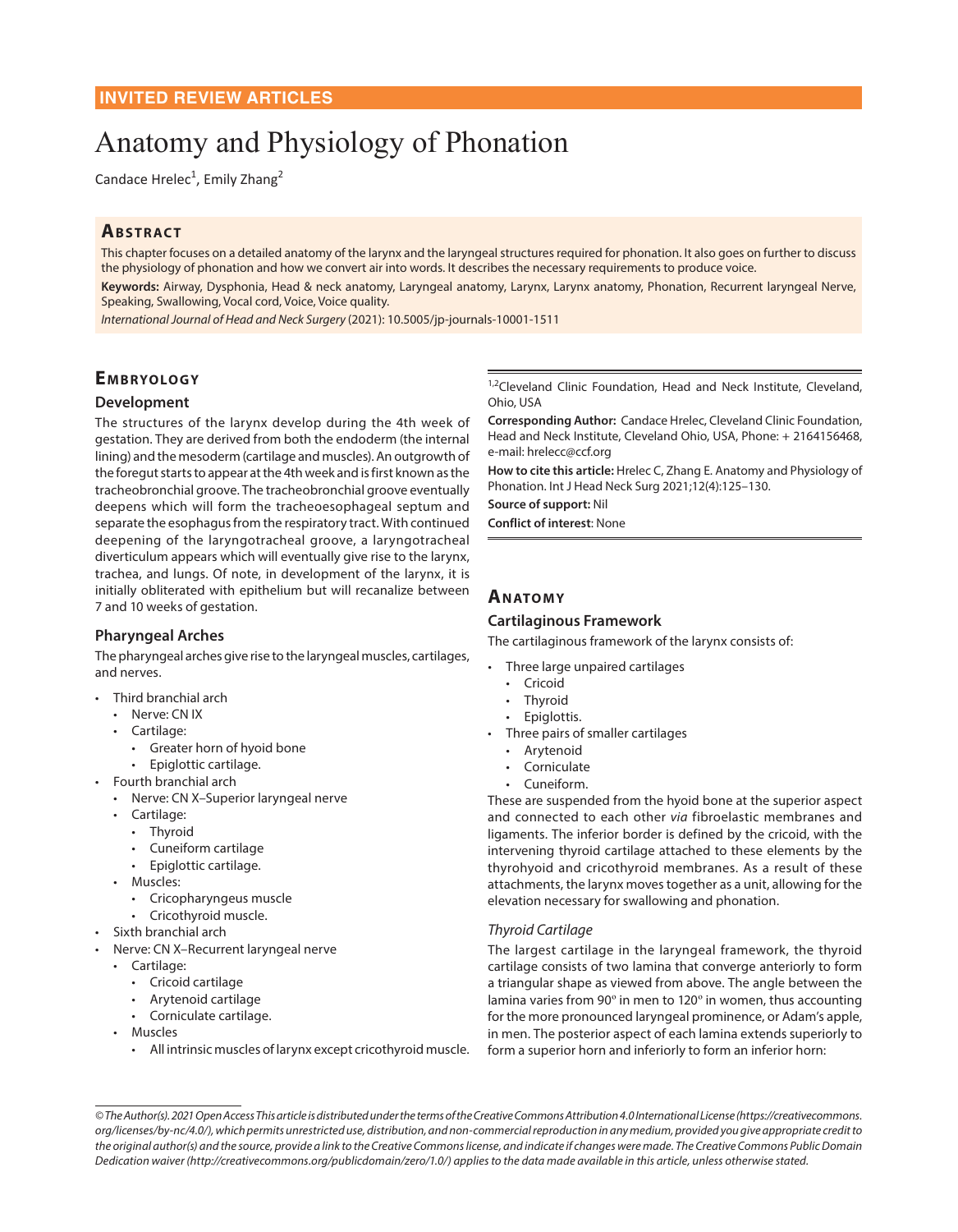INVITED REVIEW ARTICLES

# Anatomy and Physiology of Phonation

Candace Hrelec[1], Emily Zhang[2]

## Abstract

This chapter focuses on a detailed anatomy of the larynx and the laryngeal structures required for phonation. It also goes on further to discuss the physiology of phonation and how we convert air into words. It describes the necessary requirements to produce voice.

**Keywords:** Airway, Dysphonia, Head & neck anatomy, Laryngeal anatomy, Larynx, Larynx anatomy, Phonation, Recurrent laryngeal Nerve, Speaking, Swallowing, Vocal cord, Voice, Voice quality.

*International Journal of Head and Neck Surgery* (2021): 10.5005/jp-journals-10001-1511

[1,2]Cleveland Clinic Foundation, Head and Neck Institute, Cleveland, Ohio, USA

**Corresponding Author:** Candace Hrelec, Cleveland Clinic Foundation, Head and Neck Institute, Cleveland Ohio, USA, Phone: + 2164156468, e-mail: hrelecc@ccf.org

**How to cite this article:** Hrelec C, Zhang E. Anatomy and Physiology of Phonation. Int J Head Neck Surg 2021;12(4):125–130.

**Source of support:** Nil

**Conflict of interest**: None

## Embryology

### Development

The structures of the larynx develop during the 4th week of gestation. They are derived from both the endoderm (the internal lining) and the mesoderm (cartilage and muscles). An outgrowth of the foregut starts to appear at the 4th week and is first known as the tracheobronchial groove. The tracheobronchial groove eventually deepens which will form the tracheoesophageal septum and separate the esophagus from the respiratory tract. With continued deepening of the laryngotracheal groove, a laryngotracheal diverticulum appears which will eventually give rise to the larynx, trachea, and lungs. Of note, in development of the larynx, it is initially obliterated with epithelium but will recanalize between 7 and 10 weeks of gestation.

### Pharyngeal Arches

The pharyngeal arches give rise to the laryngeal muscles, cartilages, and nerves.

- Third branchial arch
  - Nerve: CN IX
  - Cartilage:
    - Greater horn of hyoid bone
    - Epiglottic cartilage.
- Fourth branchial arch
  - Nerve: CN X–Superior laryngeal nerve
  - Cartilage:
    - Thyroid
    - Cuneiform cartilage
    - Epiglottic cartilage.
  - Muscles:
    - Cricopharyngeus muscle
    - Cricothyroid muscle.
- Sixth branchial arch
- Nerve: CN X–Recurrent laryngeal nerve
  - Cartilage:
    - Cricoid cartilage
    - Arytenoid cartilage
    - Corniculate cartilage.
  - Muscles
    - All intrinsic muscles of larynx except cricothyroid muscle.

## Anatomy

### Cartilaginous Framework

The cartilaginous framework of the larynx consists of:

- Three large unpaired cartilages
  - Cricoid
  - Thyroid
  - Epiglottis.
- Three pairs of smaller cartilages
  - Arytenoid
  - Corniculate
  - Cuneiform.

These are suspended from the hyoid bone at the superior aspect and connected to each other *via* fibroelastic membranes and ligaments. The inferior border is defined by the cricoid, with the intervening thyroid cartilage attached to these elements by the thyrohyoid and cricothyroid membranes. As a result of these attachments, the larynx moves together as a unit, allowing for the elevation necessary for swallowing and phonation.

#### *Thyroid Cartilage*

The largest cartilage in the laryngeal framework, the thyroid cartilage consists of two lamina that converge anteriorly to form a triangular shape as viewed from above. The angle between the lamina varies from 90° in men to 120° in women, thus accounting for the more pronounced laryngeal prominence, or Adam's apple, in men. The posterior aspect of each lamina extends superiorly to form a superior horn and inferiorly to form an inferior horn:

*© The Author(s). 2021 Open Access This article is distributed under the terms of the Creative Commons Attribution 4.0 International License (https://creativecommons.org/licenses/by-nc/4.0/), which permits unrestricted use, distribution, and non-commercial reproduction in any medium, provided you give appropriate credit to the original author(s) and the source, provide a link to the Creative Commons license, and indicate if changes were made. The Creative Commons Public Domain Dedication waiver (http://creativecommons.org/publicdomain/zero/1.0/) applies to the data made available in this article, unless otherwise stated.*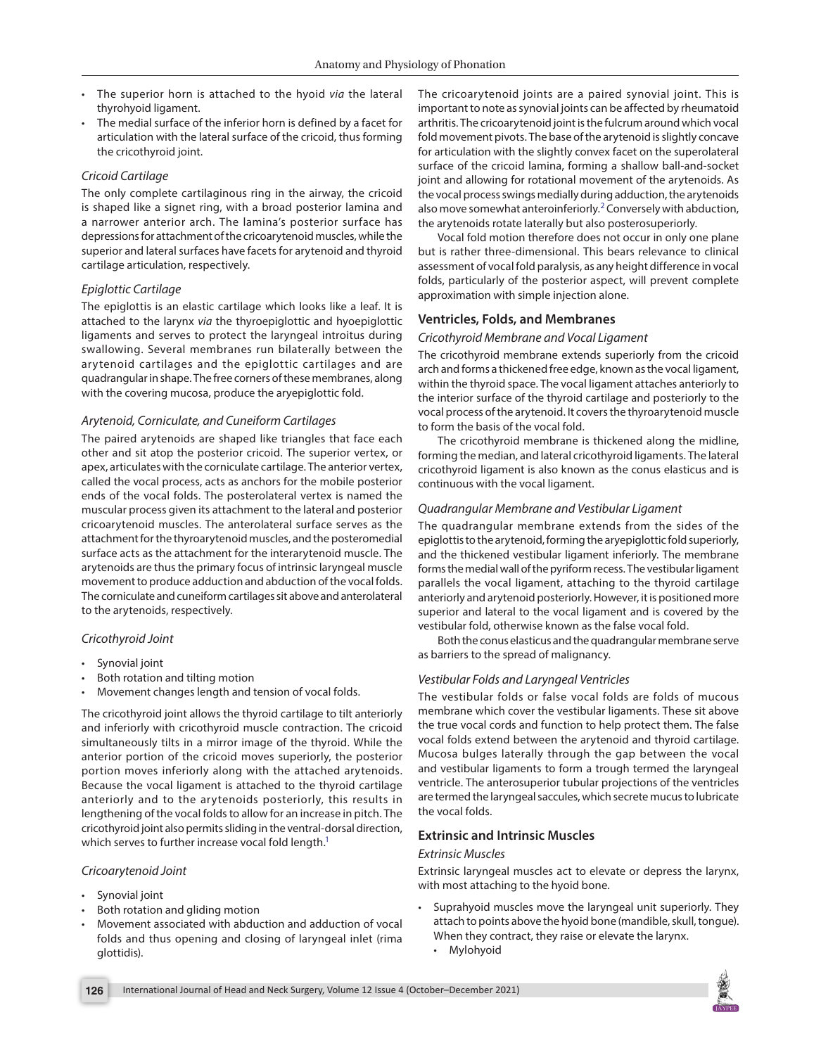- The superior horn is attached to the hyoid *via* the lateral thyrohyoid ligament.
- The medial surface of the inferior horn is defined by a facet for articulation with the lateral surface of the cricoid, thus forming the cricothyroid joint.

### *Cricoid Cartilage*

The only complete cartilaginous ring in the airway, the cricoid is shaped like a signet ring, with a broad posterior lamina and a narrower anterior arch. The lamina's posterior surface has depressions for attachment of the cricoarytenoid muscles, while the superior and lateral surfaces have facets for arytenoid and thyroid cartilage articulation, respectively.

### *Epiglottic Cartilage*

The epiglottis is an elastic cartilage which looks like a leaf. It is attached to the larynx *via* the thyroepiglottic and hyoepiglottic ligaments and serves to protect the laryngeal introitus during swallowing. Several membranes run bilaterally between the arytenoid cartilages and the epiglottic cartilages and are quadrangular in shape. The free corners of these membranes, along with the covering mucosa, produce the aryepiglottic fold.

### *Arytenoid, Corniculate, and Cuneiform Cartilages*

The paired arytenoids are shaped like triangles that face each other and sit atop the posterior cricoid. The superior vertex, or apex, articulates with the corniculate cartilage. The anterior vertex, called the vocal process, acts as anchors for the mobile posterior ends of the vocal folds. The posterolateral vertex is named the muscular process given its attachment to the lateral and posterior cricoarytenoid muscles. The anterolateral surface serves as the attachment for the thyroarytenoid muscles, and the posteromedial surface acts as the attachment for the interarytenoid muscle. The arytenoids are thus the primary focus of intrinsic laryngeal muscle movement to produce adduction and abduction of the vocal folds. The corniculate and cuneiform cartilages sit above and anterolateral to the arytenoids, respectively.

### *Cricothyroid Joint*

- Synovial joint
- Both rotation and tilting motion
- Movement changes length and tension of vocal folds.

The cricothyroid joint allows the thyroid cartilage to tilt anteriorly and inferiorly with cricothyroid muscle contraction. The cricoid simultaneously tilts in a mirror image of the thyroid. While the anterior portion of the cricoid moves superiorly, the posterior portion moves inferiorly along with the attached arytenoids. Because the vocal ligament is attached to the thyroid cartilage anteriorly and to the arytenoids posteriorly, this results in lengthening of the vocal folds to allow for an increase in pitch. The cricothyroid joint also permits sliding in the ventral-dorsal direction, which serves to further increase vocal fold length.[1]

### *Cricoarytenoid Joint*

- Synovial joint
- Both rotation and gliding motion
- Movement associated with abduction and adduction of vocal folds and thus opening and closing of laryngeal inlet (rima glottidis).

The cricoarytenoid joints are a paired synovial joint. This is important to note as synovial joints can be affected by rheumatoid arthritis. The cricoarytenoid joint is the fulcrum around which vocal fold movement pivots. The base of the arytenoid is slightly concave for articulation with the slightly convex facet on the superolateral surface of the cricoid lamina, forming a shallow ball-and-socket joint and allowing for rotational movement of the arytenoids. As the vocal process swings medially during adduction, the arytenoids also move somewhat anteroinferiorly.[2] Conversely with abduction, the arytenoids rotate laterally but also posterosuperiorly.

Vocal fold motion therefore does not occur in only one plane but is rather three-dimensional. This bears relevance to clinical assessment of vocal fold paralysis, as any height difference in vocal folds, particularly of the posterior aspect, will prevent complete approximation with simple injection alone.

## Ventricles, Folds, and Membranes

### *Cricothyroid Membrane and Vocal Ligament*

The cricothyroid membrane extends superiorly from the cricoid arch and forms a thickened free edge, known as the vocal ligament, within the thyroid space. The vocal ligament attaches anteriorly to the interior surface of the thyroid cartilage and posteriorly to the vocal process of the arytenoid. It covers the thyroarytenoid muscle to form the basis of the vocal fold.

The cricothyroid membrane is thickened along the midline, forming the median, and lateral cricothyroid ligaments. The lateral cricothyroid ligament is also known as the conus elasticus and is continuous with the vocal ligament.

### *Quadrangular Membrane and Vestibular Ligament*

The quadrangular membrane extends from the sides of the epiglottis to the arytenoid, forming the aryepiglottic fold superiorly, and the thickened vestibular ligament inferiorly. The membrane forms the medial wall of the pyriform recess. The vestibular ligament parallels the vocal ligament, attaching to the thyroid cartilage anteriorly and arytenoid posteriorly. However, it is positioned more superior and lateral to the vocal ligament and is covered by the vestibular fold, otherwise known as the false vocal fold.

Both the conus elasticus and the quadrangular membrane serve as barriers to the spread of malignancy.

### *Vestibular Folds and Laryngeal Ventricles*

The vestibular folds or false vocal folds are folds of mucous membrane which cover the vestibular ligaments. These sit above the true vocal cords and function to help protect them. The false vocal folds extend between the arytenoid and thyroid cartilage. Mucosa bulges laterally through the gap between the vocal and vestibular ligaments to form a trough termed the laryngeal ventricle. The anterosuperior tubular projections of the ventricles are termed the laryngeal saccules, which secrete mucus to lubricate the vocal folds.

## Extrinsic and Intrinsic Muscles

### *Extrinsic Muscles*

Extrinsic laryngeal muscles act to elevate or depress the larynx, with most attaching to the hyoid bone.

- Suprahyoid muscles move the laryngeal unit superiorly. They attach to points above the hyoid bone (mandible, skull, tongue). When they contract, they raise or elevate the larynx.
  - Mylohyoid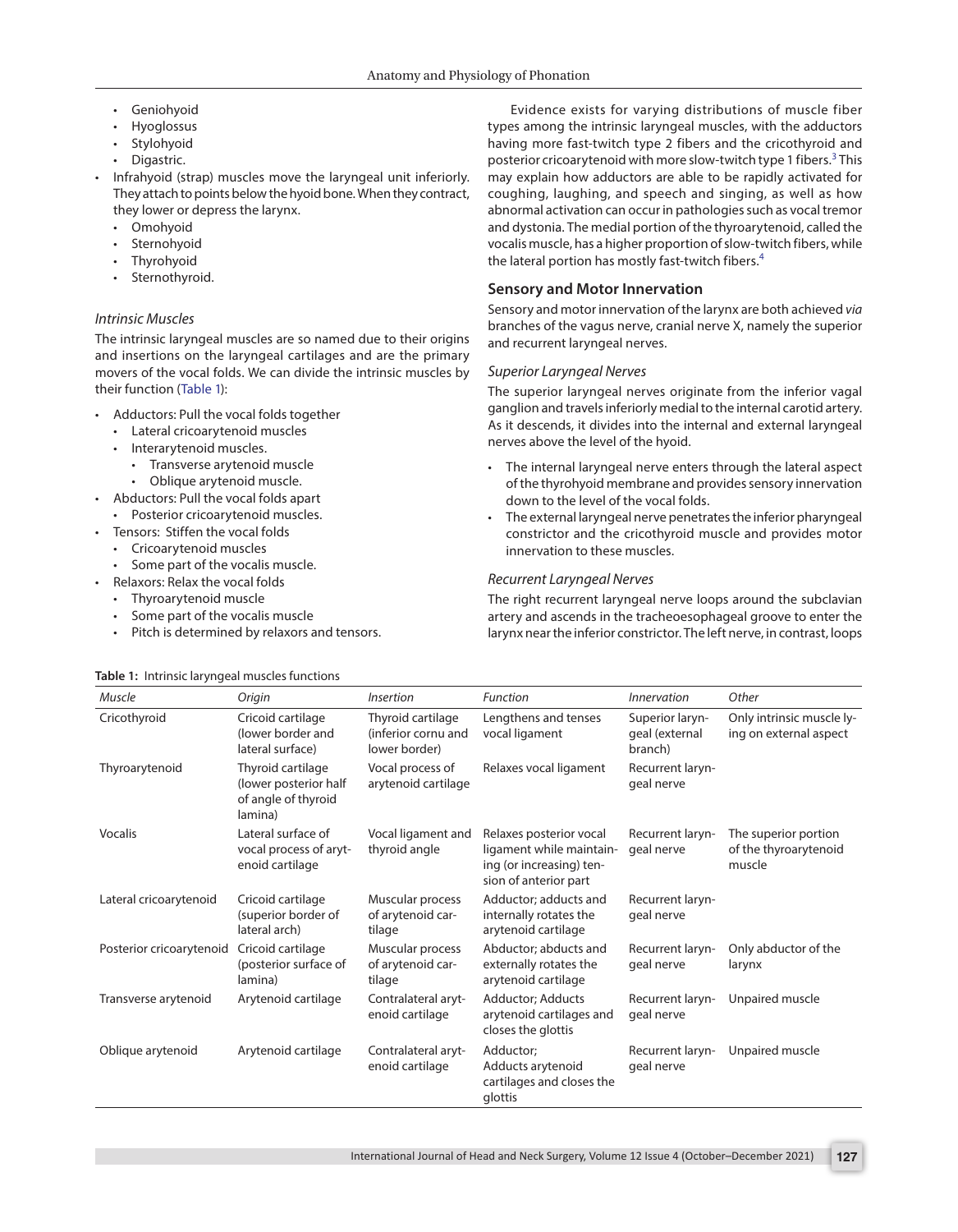- Geniohyoid
- Hyoglossus
- Stylohyoid
- Digastric.
- Infrahyoid (strap) muscles move the laryngeal unit inferiorly. They attach to points below the hyoid bone. When they contract, they lower or depress the larynx.
  - Omohyoid
  - Sternohyoid
  - Thyrohyoid
  - Sternothyroid.

### *Intrinsic Muscles*

The intrinsic laryngeal muscles are so named due to their origins and insertions on the laryngeal cartilages and are the primary movers of the vocal folds. We can divide the intrinsic muscles by their function (Table 1):

- Adductors: Pull the vocal folds together
  - Lateral cricoarytenoid muscles
  - Interarytenoid muscles.
    - Transverse arytenoid muscle
    - Oblique arytenoid muscle.
- Abductors: Pull the vocal folds apart
  - Posterior cricoarytenoid muscles.
- Tensors: Stiffen the vocal folds
  - Cricoarytenoid muscles
  - Some part of the vocalis muscle.
- Relaxors: Relax the vocal folds
  - Thyroarytenoid muscle
  - Some part of the vocalis muscle
  - Pitch is determined by relaxors and tensors.

Evidence exists for varying distributions of muscle fiber types among the intrinsic laryngeal muscles, with the adductors having more fast-twitch type 2 fibers and the cricothyroid and posterior cricoarytenoid with more slow-twitch type 1 fibers.[3] This may explain how adductors are able to be rapidly activated for coughing, laughing, and speech and singing, as well as how abnormal activation can occur in pathologies such as vocal tremor and dystonia. The medial portion of the thyroarytenoid, called the vocalis muscle, has a higher proportion of slow-twitch fibers, while the lateral portion has mostly fast-twitch fibers.[4]

## Sensory and Motor Innervation

Sensory and motor innervation of the larynx are both achieved *via* branches of the vagus nerve, cranial nerve X, namely the superior and recurrent laryngeal nerves.

### *Superior Laryngeal Nerves*

The superior laryngeal nerves originate from the inferior vagal ganglion and travels inferiorly medial to the internal carotid artery. As it descends, it divides into the internal and external laryngeal nerves above the level of the hyoid.

- The internal laryngeal nerve enters through the lateral aspect of the thyrohyoid membrane and provides sensory innervation down to the level of the vocal folds.
- The external laryngeal nerve penetrates the inferior pharyngeal constrictor and the cricothyroid muscle and provides motor innervation to these muscles.

### *Recurrent Laryngeal Nerves*

The right recurrent laryngeal nerve loops around the subclavian artery and ascends in the tracheoesophageal groove to enter the larynx near the inferior constrictor. The left nerve, in contrast, loops

**Table 1:** Intrinsic laryngeal muscles functions

| *Muscle* | *Origin* | *Insertion* | *Function* | *Innervation* | *Other* |
|---|---|---|---|---|---|
| Cricothyroid | Cricoid cartilage (lower border and lateral surface) | Thyroid cartilage (inferior cornu and lower border) | Lengthens and tenses vocal ligament | Superior laryngeal (external branch) | Only intrinsic muscle lying on external aspect |
| Thyroarytenoid | Thyroid cartilage (lower posterior half of angle of thyroid lamina) | Vocal process of arytenoid cartilage | Relaxes vocal ligament | Recurrent laryngeal nerve | |
| Vocalis | Lateral surface of vocal process of arytenoid cartilage | Vocal ligament and thyroid angle | Relaxes posterior vocal ligament while maintaining (or increasing) tension of anterior part | Recurrent laryngeal nerve | The superior portion of the thyroarytenoid muscle |
| Lateral cricoarytenoid | Cricoid cartilage (superior border of lateral arch) | Muscular process of arytenoid cartilage | Adductor; adducts and internally rotates the arytenoid cartilage | Recurrent laryngeal nerve | |
| Posterior cricoarytenoid | Cricoid cartilage (posterior surface of lamina) | Muscular process of arytenoid cartilage | Abductor; abducts and externally rotates the arytenoid cartilage | Recurrent laryngeal nerve | Only abductor of the larynx |
| Transverse arytenoid | Arytenoid cartilage | Contralateral arytenoid cartilage | Adductor; Adducts arytenoid cartilages and closes the glottis | Recurrent laryngeal nerve | Unpaired muscle |
| Oblique arytenoid | Arytenoid cartilage | Contralateral arytenoid cartilage | Adductor; Adducts arytenoid cartilages and closes the glottis | Recurrent laryngeal nerve | Unpaired muscle |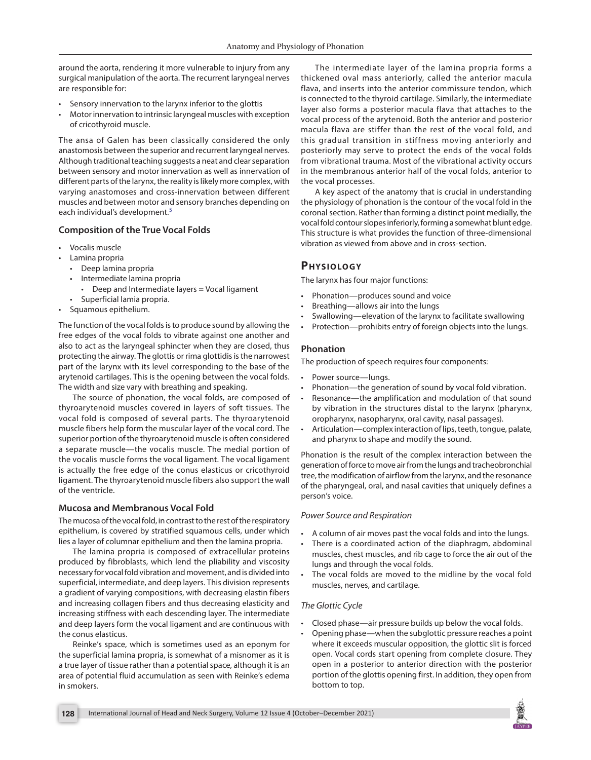around the aorta, rendering it more vulnerable to injury from any surgical manipulation of the aorta. The recurrent laryngeal nerves are responsible for:

- Sensory innervation to the larynx inferior to the glottis
- Motor innervation to intrinsic laryngeal muscles with exception of cricothyroid muscle.

The ansa of Galen has been classically considered the only anastomosis between the superior and recurrent laryngeal nerves. Although traditional teaching suggests a neat and clear separation between sensory and motor innervation as well as innervation of different parts of the larynx, the reality is likely more complex, with varying anastomoses and cross-innervation between different muscles and between motor and sensory branches depending on each individual's development.[5]

### Composition of the True Vocal Folds

- Vocalis muscle
- Lamina propria
  - Deep lamina propria
  - Intermediate lamina propria
    - Deep and Intermediate layers = Vocal ligament
  - Superficial lamia propria.
- Squamous epithelium.

The function of the vocal folds is to produce sound by allowing the free edges of the vocal folds to vibrate against one another and also to act as the laryngeal sphincter when they are closed, thus protecting the airway. The glottis or rima glottidis is the narrowest part of the larynx with its level corresponding to the base of the arytenoid cartilages. This is the opening between the vocal folds. The width and size vary with breathing and speaking.

The source of phonation, the vocal folds, are composed of thyroarytenoid muscles covered in layers of soft tissues. The vocal fold is composed of several parts. The thyroarytenoid muscle fibers help form the muscular layer of the vocal cord. The superior portion of the thyroarytenoid muscle is often considered a separate muscle—the vocalis muscle. The medial portion of the vocalis muscle forms the vocal ligament. The vocal ligament is actually the free edge of the conus elasticus or cricothyroid ligament. The thyroarytenoid muscle fibers also support the wall of the ventricle.

### Mucosa and Membranous Vocal Fold

The mucosa of the vocal fold, in contrast to the rest of the respiratory epithelium, is covered by stratified squamous cells, under which lies a layer of columnar epithelium and then the lamina propria.

The lamina propria is composed of extracellular proteins produced by fibroblasts, which lend the pliability and viscosity necessary for vocal fold vibration and movement, and is divided into superficial, intermediate, and deep layers. This division represents a gradient of varying compositions, with decreasing elastin fibers and increasing collagen fibers and thus decreasing elasticity and increasing stiffness with each descending layer. The intermediate and deep layers form the vocal ligament and are continuous with the conus elasticus.

Reinke's space, which is sometimes used as an eponym for the superficial lamina propria, is somewhat of a misnomer as it is a true layer of tissue rather than a potential space, although it is an area of potential fluid accumulation as seen with Reinke's edema in smokers.

The intermediate layer of the lamina propria forms a thickened oval mass anteriorly, called the anterior macula flava, and inserts into the anterior commissure tendon, which is connected to the thyroid cartilage. Similarly, the intermediate layer also forms a posterior macula flava that attaches to the vocal process of the arytenoid. Both the anterior and posterior macula flava are stiffer than the rest of the vocal fold, and this gradual transition in stiffness moving anteriorly and posteriorly may serve to protect the ends of the vocal folds from vibrational trauma. Most of the vibrational activity occurs in the membranous anterior half of the vocal folds, anterior to the vocal processes.

A key aspect of the anatomy that is crucial in understanding the physiology of phonation is the contour of the vocal fold in the coronal section. Rather than forming a distinct point medially, the vocal fold contour slopes inferiorly, forming a somewhat blunt edge. This structure is what provides the function of three-dimensional vibration as viewed from above and in cross-section.

## Physiology

The larynx has four major functions:

- Phonation—produces sound and voice
- Breathing—allows air into the lungs
- Swallowing—elevation of the larynx to facilitate swallowing
- Protection—prohibits entry of foreign objects into the lungs.

### Phonation

The production of speech requires four components:

- Power source—lungs.
- Phonation—the generation of sound by vocal fold vibration.
- Resonance—the amplification and modulation of that sound by vibration in the structures distal to the larynx (pharynx, oropharynx, nasopharynx, oral cavity, nasal passages).
- Articulation—complex interaction of lips, teeth, tongue, palate, and pharynx to shape and modify the sound.

Phonation is the result of the complex interaction between the generation of force to move air from the lungs and tracheobronchial tree, the modification of airflow from the larynx, and the resonance of the pharyngeal, oral, and nasal cavities that uniquely defines a person's voice.

#### *Power Source and Respiration*

- A column of air moves past the vocal folds and into the lungs.
- There is a coordinated action of the diaphragm, abdominal muscles, chest muscles, and rib cage to force the air out of the lungs and through the vocal folds.
- The vocal folds are moved to the midline by the vocal fold muscles, nerves, and cartilage.

#### *The Glottic Cycle*

- Closed phase—air pressure builds up below the vocal folds.
- Opening phase—when the subglottic pressure reaches a point where it exceeds muscular opposition, the glottic slit is forced open. Vocal cords start opening from complete closure. They open in a posterior to anterior direction with the posterior portion of the glottis opening first. In addition, they open from bottom to top.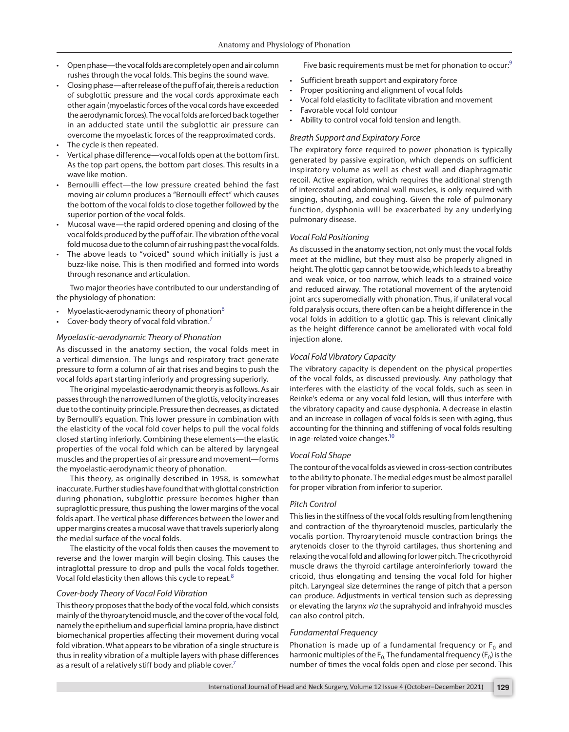- Open phase—the vocal folds are completely open and air column rushes through the vocal folds. This begins the sound wave.
- Closing phase—after release of the puff of air, there is a reduction of subglottic pressure and the vocal cords approximate each other again (myoelastic forces of the vocal cords have exceeded the aerodynamic forces). The vocal folds are forced back together in an adducted state until the subglottic air pressure can overcome the myoelastic forces of the reapproximated cords.
- The cycle is then repeated.
- Vertical phase difference—vocal folds open at the bottom first. As the top part opens, the bottom part closes. This results in a wave like motion.
- Bernoulli effect—the low pressure created behind the fast moving air column produces a "Bernoulli effect" which causes the bottom of the vocal folds to close together followed by the superior portion of the vocal folds.
- Mucosal wave—the rapid ordered opening and closing of the vocal folds produced by the puff of air. The vibration of the vocal fold mucosa due to the column of air rushing past the vocal folds.
- The above leads to "voiced" sound which initially is just a buzz-like noise. This is then modified and formed into words through resonance and articulation.

Two major theories have contributed to our understanding of the physiology of phonation:

- Myoelastic-aerodynamic theory of phonation[6]
- Cover-body theory of vocal fold vibration.[7]

### *Myoelastic-aerodynamic Theory of Phonation*

As discussed in the anatomy section, the vocal folds meet in a vertical dimension. The lungs and respiratory tract generate pressure to form a column of air that rises and begins to push the vocal folds apart starting inferiorly and progressing superiorly.

The original myoelastic-aerodynamic theory is as follows. As air passes through the narrowed lumen of the glottis, velocity increases due to the continuity principle. Pressure then decreases, as dictated by Bernoulli's equation. This lower pressure in combination with the elasticity of the vocal fold cover helps to pull the vocal folds closed starting inferiorly. Combining these elements—the elastic properties of the vocal fold which can be altered by laryngeal muscles and the properties of air pressure and movement—forms the myoelastic-aerodynamic theory of phonation.

This theory, as originally described in 1958, is somewhat inaccurate. Further studies have found that with glottal constriction during phonation, subglottic pressure becomes higher than supraglottic pressure, thus pushing the lower margins of the vocal folds apart. The vertical phase differences between the lower and upper margins creates a mucosal wave that travels superiorly along the medial surface of the vocal folds.

The elasticity of the vocal folds then causes the movement to reverse and the lower margin will begin closing. This causes the intraglottal pressure to drop and pulls the vocal folds together. Vocal fold elasticity then allows this cycle to repeat.[8]

### *Cover-body Theory of Vocal Fold Vibration*

This theory proposes that the body of the vocal fold, which consists mainly of the thyroarytenoid muscle, and the cover of the vocal fold, namely the epithelium and superficial lamina propria, have distinct biomechanical properties affecting their movement during vocal fold vibration. What appears to be vibration of a single structure is thus in reality vibration of a multiple layers with phase differences as a result of a relatively stiff body and pliable cover.[7]

Five basic requirements must be met for phonation to occur:[9]

- Sufficient breath support and expiratory force
- Proper positioning and alignment of vocal folds
- Vocal fold elasticity to facilitate vibration and movement
- Favorable vocal fold contour
- Ability to control vocal fold tension and length.

### *Breath Support and Expiratory Force*

The expiratory force required to power phonation is typically generated by passive expiration, which depends on sufficient inspiratory volume as well as chest wall and diaphragmatic recoil. Active expiration, which requires the additional strength of intercostal and abdominal wall muscles, is only required with singing, shouting, and coughing. Given the role of pulmonary function, dysphonia will be exacerbated by any underlying pulmonary disease.

### *Vocal Fold Positioning*

As discussed in the anatomy section, not only must the vocal folds meet at the midline, but they must also be properly aligned in height. The glottic gap cannot be too wide, which leads to a breathy and weak voice, or too narrow, which leads to a strained voice and reduced airway. The rotational movement of the arytenoid joint arcs superomedially with phonation. Thus, if unilateral vocal fold paralysis occurs, there often can be a height difference in the vocal folds in addition to a glottic gap. This is relevant clinically as the height difference cannot be ameliorated with vocal fold injection alone.

### *Vocal Fold Vibratory Capacity*

The vibratory capacity is dependent on the physical properties of the vocal folds, as discussed previously. Any pathology that interferes with the elasticity of the vocal folds, such as seen in Reinke's edema or any vocal fold lesion, will thus interfere with the vibratory capacity and cause dysphonia. A decrease in elastin and an increase in collagen of vocal folds is seen with aging, thus accounting for the thinning and stiffening of vocal folds resulting in age-related voice changes.[10]

### *Vocal Fold Shape*

The contour of the vocal folds as viewed in cross-section contributes to the ability to phonate. The medial edges must be almost parallel for proper vibration from inferior to superior.

### *Pitch Control*

This lies in the stiffness of the vocal folds resulting from lengthening and contraction of the thyroarytenoid muscles, particularly the vocalis portion. Thyroarytenoid muscle contraction brings the arytenoids closer to the thyroid cartilages, thus shortening and relaxing the vocal fold and allowing for lower pitch. The cricothyroid muscle draws the thyroid cartilage anteroinferiorly toward the cricoid, thus elongating and tensing the vocal fold for higher pitch. Laryngeal size determines the range of pitch that a person can produce. Adjustments in vertical tension such as depressing or elevating the larynx *via* the suprahyoid and infrahyoid muscles can also control pitch.

### *Fundamental Frequency*

Phonation is made up of a fundamental frequency or $F_0$ and harmonic multiples of the $F_0$. The fundamental frequency ($F_0$) is the number of times the vocal folds open and close per second. This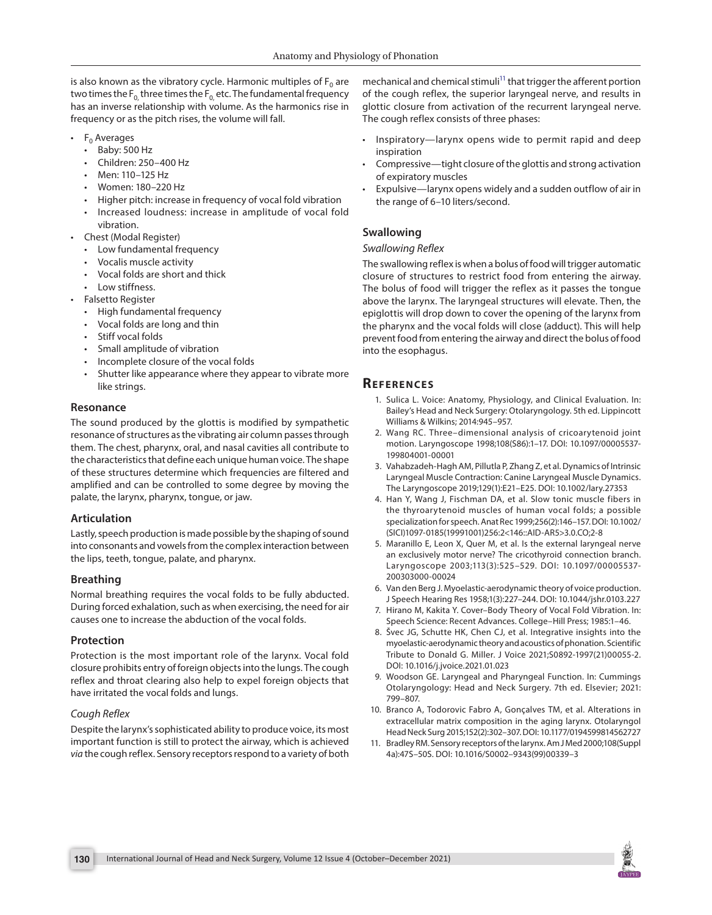is also known as the vibratory cycle. Harmonic multiples of $F_0$ are two times the $F_0$, three times the $F_0$, etc. The fundamental frequency has an inverse relationship with volume. As the harmonics rise in frequency or as the pitch rises, the volume will fall.

- $F_0$ Averages
  - Baby: 500 Hz
  - Children: 250–400 Hz
  - Men: 110–125 Hz
  - Women: 180–220 Hz
  - Higher pitch: increase in frequency of vocal fold vibration
  - Increased loudness: increase in amplitude of vocal fold vibration.
- Chest (Modal Register)
  - Low fundamental frequency
  - Vocalis muscle activity
  - Vocal folds are short and thick
  - Low stiffness.
- Falsetto Register
  - High fundamental frequency
  - Vocal folds are long and thin
  - Stiff vocal folds
  - Small amplitude of vibration
  - Incomplete closure of the vocal folds
  - Shutter like appearance where they appear to vibrate more like strings.

### Resonance

The sound produced by the glottis is modified by sympathetic resonance of structures as the vibrating air column passes through them. The chest, pharynx, oral, and nasal cavities all contribute to the characteristics that define each unique human voice. The shape of these structures determine which frequencies are filtered and amplified and can be controlled to some degree by moving the palate, the larynx, pharynx, tongue, or jaw.

### Articulation

Lastly, speech production is made possible by the shaping of sound into consonants and vowels from the complex interaction between the lips, teeth, tongue, palate, and pharynx.

### Breathing

Normal breathing requires the vocal folds to be fully abducted. During forced exhalation, such as when exercising, the need for air causes one to increase the abduction of the vocal folds.

### Protection

Protection is the most important role of the larynx. Vocal fold closure prohibits entry of foreign objects into the lungs. The cough reflex and throat clearing also help to expel foreign objects that have irritated the vocal folds and lungs.

#### *Cough Reflex*

Despite the larynx's sophisticated ability to produce voice, its most important function is still to protect the airway, which is achieved *via* the cough reflex. Sensory receptors respond to a variety of both mechanical and chemical stimuli[11] that trigger the afferent portion of the cough reflex, the superior laryngeal nerve, and results in glottic closure from activation of the recurrent laryngeal nerve. The cough reflex consists of three phases:

- Inspiratory—larynx opens wide to permit rapid and deep inspiration
- Compressive—tight closure of the glottis and strong activation of expiratory muscles
- Expulsive—larynx opens widely and a sudden outflow of air in the range of 6–10 liters/second.

### Swallowing

#### *Swallowing Reflex*

The swallowing reflex is when a bolus of food will trigger automatic closure of structures to restrict food from entering the airway. The bolus of food will trigger the reflex as it passes the tongue above the larynx. The laryngeal structures will elevate. Then, the epiglottis will drop down to cover the opening of the larynx from the pharynx and the vocal folds will close (adduct). This will help prevent food from entering the airway and direct the bolus of food into the esophagus.

## References

1. Sulica L. Voice: Anatomy, Physiology, and Clinical Evaluation. In: Bailey's Head and Neck Surgery: Otolaryngology. 5th ed. Lippincott Williams & Wilkins; 2014:945–957.
2. Wang RC. Three–dimensional analysis of cricoarytenoid joint motion. Laryngoscope 1998;108(S86):1–17. DOI: 10.1097/00005537-199804001-00001
3. Vahabzadeh-Hagh AM, Pillutla P, Zhang Z, et al. Dynamics of Intrinsic Laryngeal Muscle Contraction: Canine Laryngeal Muscle Dynamics. The Laryngoscope 2019;129(1):E21–E25. DOI: 10.1002/lary.27353
4. Han Y, Wang J, Fischman DA, et al. Slow tonic muscle fibers in the thyroarytenoid muscles of human vocal folds; a possible specialization for speech. Anat Rec 1999;256(2):146–157. DOI: 10.1002/(SICI)1097-0185(19991001)256:2<146::AID-AR5>3.0.CO;2-8
5. Maranillo E, Leon X, Quer M, et al. Is the external laryngeal nerve an exclusively motor nerve? The cricothyroid connection branch. Laryngoscope 2003;113(3):525–529. DOI: 10.1097/00005537-200303000-00024
6. Van den Berg J. Myoelastic-aerodynamic theory of voice production. J Speech Hearing Res 1958;1(3):227–244. DOI: 10.1044/jshr.0103.227
7. Hirano M, Kakita Y. Cover–Body Theory of Vocal Fold Vibration. In: Speech Science: Recent Advances. College–Hill Press; 1985:1–46.
8. Švec JG, Schutte HK, Chen CJ, et al. Integrative insights into the myoelastic-aerodynamic theory and acoustics of phonation. Scientific Tribute to Donald G. Miller. J Voice 2021;S0892-1997(21)00055-2. DOI: 10.1016/j.jvoice.2021.01.023
9. Woodson GE. Laryngeal and Pharyngeal Function. In: Cummings Otolaryngology: Head and Neck Surgery. 7th ed. Elsevier; 2021: 799–807.
10. Branco A, Todorovic Fabro A, Gonçalves TM, et al. Alterations in extracellular matrix composition in the aging larynx. Otolaryngol Head Neck Surg 2015;152(2):302–307. DOI: 10.1177/0194599814562727
11. Bradley RM. Sensory receptors of the larynx. Am J Med 2000;108(Suppl 4a):47S–50S. DOI: 10.1016/S0002–9343(99)00339–3